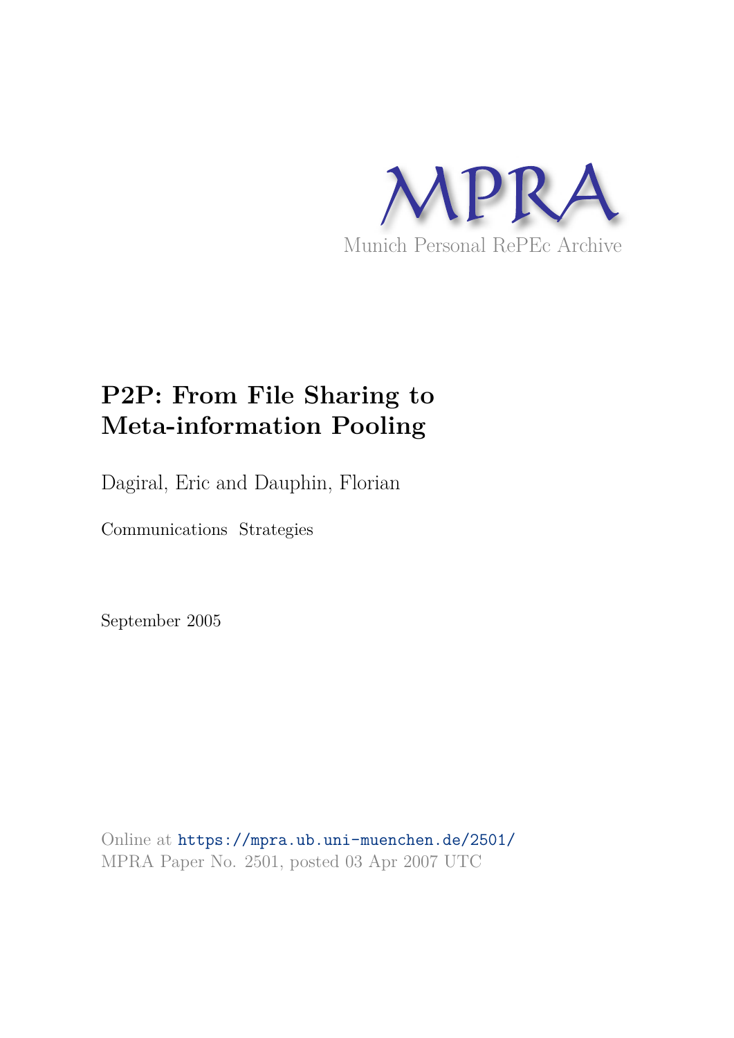MPRA

Munich Personal RePEc Archive

# P2P: From File Sharing to Meta-information Pooling

Dagiral, Eric and Dauphin, Florian

Communications Strategies

September 2005

Online at https://mpra.ub.uni-muenchen.de/2501/
MPRA Paper No. 2501, posted 03 Apr 2007 UTC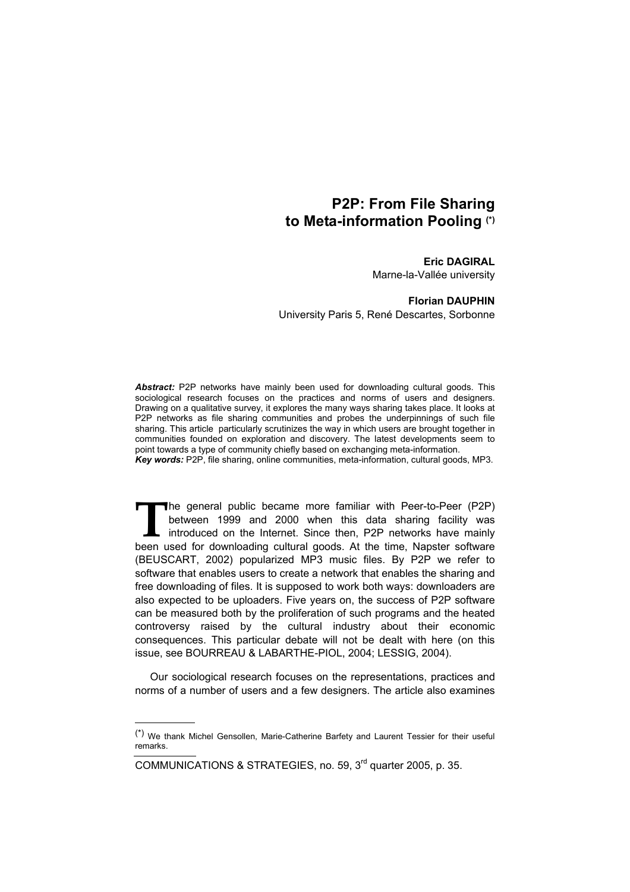# P2P: From File Sharing to Meta-information Pooling (*)

**Eric DAGIRAL**
Marne-la-Vallée university

**Florian DAUPHIN**
University Paris 5, René Descartes, Sorbonne

***Abstract:*** P2P networks have mainly been used for downloading cultural goods. This sociological research focuses on the practices and norms of users and designers. Drawing on a qualitative survey, it explores the many ways sharing takes place. It looks at P2P networks as file sharing communities and probes the underpinnings of such file sharing. This article particularly scrutinizes the way in which users are brought together in communities founded on exploration and discovery. The latest developments seem to point towards a type of community chiefly based on exchanging meta-information.
***Key words:*** P2P, file sharing, online communities, meta-information, cultural goods, MP3.

The general public became more familiar with Peer-to-Peer (P2P) between 1999 and 2000 when this data sharing facility was introduced on the Internet. Since then, P2P networks have mainly been used for downloading cultural goods. At the time, Napster software (BEUSCART, 2002) popularized MP3 music files. By P2P we refer to software that enables users to create a network that enables the sharing and free downloading of files. It is supposed to work both ways: downloaders are also expected to be uploaders. Five years on, the success of P2P software can be measured both by the proliferation of such programs and the heated controversy raised by the cultural industry about their economic consequences. This particular debate will not be dealt with here (on this issue, see BOURREAU & LABARTHE-PIOL, 2004; LESSIG, 2004).

Our sociological research focuses on the representations, practices and norms of a number of users and a few designers. The article also examines

(*) We thank Michel Gensollen, Marie-Catherine Barfety and Laurent Tessier for their useful remarks.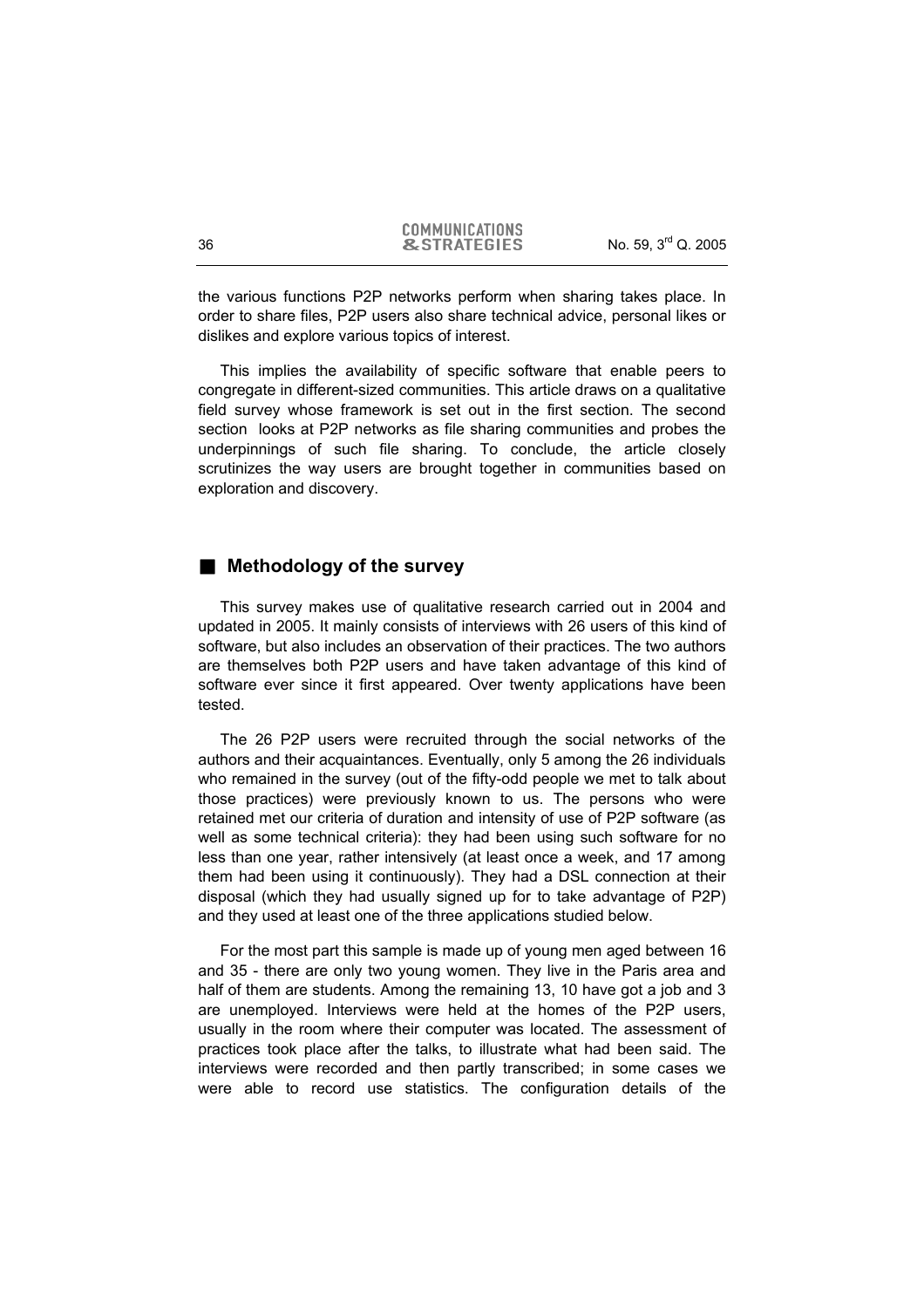the various functions P2P networks perform when sharing takes place. In order to share files, P2P users also share technical advice, personal likes or dislikes and explore various topics of interest.

This implies the availability of specific software that enable peers to congregate in different-sized communities. This article draws on a qualitative field survey whose framework is set out in the first section. The second section looks at P2P networks as file sharing communities and probes the underpinnings of such file sharing. To conclude, the article closely scrutinizes the way users are brought together in communities based on exploration and discovery.

## Methodology of the survey

This survey makes use of qualitative research carried out in 2004 and updated in 2005. It mainly consists of interviews with 26 users of this kind of software, but also includes an observation of their practices. The two authors are themselves both P2P users and have taken advantage of this kind of software ever since it first appeared. Over twenty applications have been tested.

The 26 P2P users were recruited through the social networks of the authors and their acquaintances. Eventually, only 5 among the 26 individuals who remained in the survey (out of the fifty-odd people we met to talk about those practices) were previously known to us. The persons who were retained met our criteria of duration and intensity of use of P2P software (as well as some technical criteria): they had been using such software for no less than one year, rather intensively (at least once a week, and 17 among them had been using it continuously). They had a DSL connection at their disposal (which they had usually signed up for to take advantage of P2P) and they used at least one of the three applications studied below.

For the most part this sample is made up of young men aged between 16 and 35 - there are only two young women. They live in the Paris area and half of them are students. Among the remaining 13, 10 have got a job and 3 are unemployed. Interviews were held at the homes of the P2P users, usually in the room where their computer was located. The assessment of practices took place after the talks, to illustrate what had been said. The interviews were recorded and then partly transcribed; in some cases we were able to record use statistics. The configuration details of the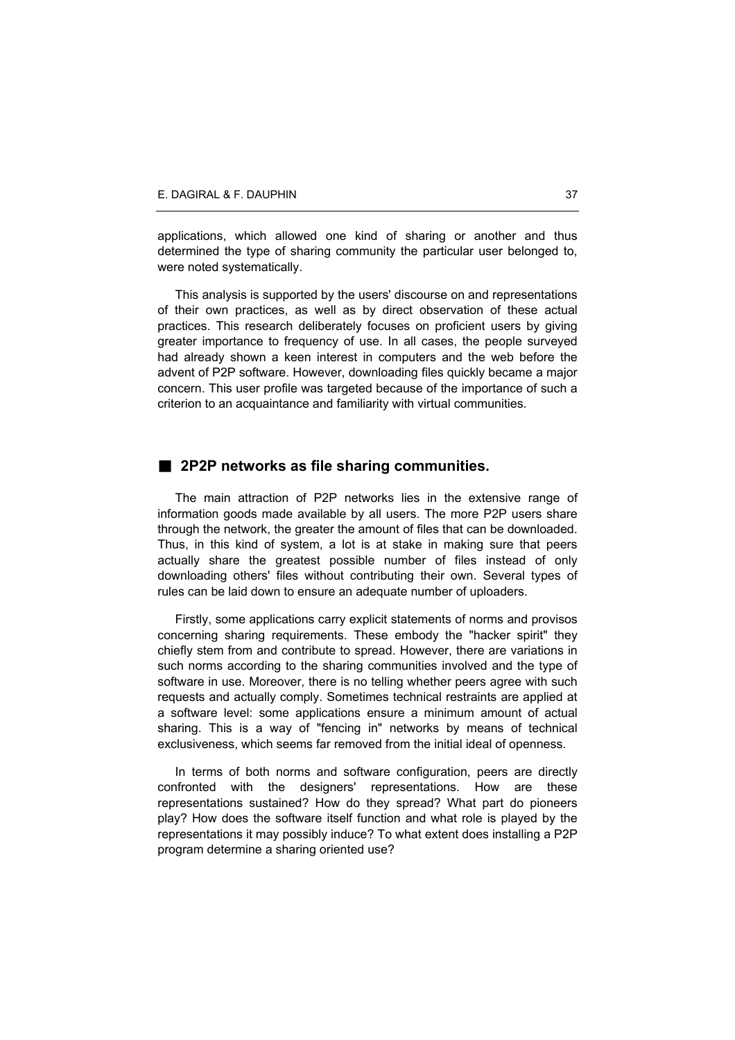applications, which allowed one kind of sharing or another and thus determined the type of sharing community the particular user belonged to, were noted systematically.

This analysis is supported by the users' discourse on and representations of their own practices, as well as by direct observation of these actual practices. This research deliberately focuses on proficient users by giving greater importance to frequency of use. In all cases, the people surveyed had already shown a keen interest in computers and the web before the advent of P2P software. However, downloading files quickly became a major concern. This user profile was targeted because of the importance of such a criterion to an acquaintance and familiarity with virtual communities.

## 2P2P networks as file sharing communities.

The main attraction of P2P networks lies in the extensive range of information goods made available by all users. The more P2P users share through the network, the greater the amount of files that can be downloaded. Thus, in this kind of system, a lot is at stake in making sure that peers actually share the greatest possible number of files instead of only downloading others' files without contributing their own. Several types of rules can be laid down to ensure an adequate number of uploaders.

Firstly, some applications carry explicit statements of norms and provisos concerning sharing requirements. These embody the "hacker spirit" they chiefly stem from and contribute to spread. However, there are variations in such norms according to the sharing communities involved and the type of software in use. Moreover, there is no telling whether peers agree with such requests and actually comply. Sometimes technical restraints are applied at a software level: some applications ensure a minimum amount of actual sharing. This is a way of "fencing in" networks by means of technical exclusiveness, which seems far removed from the initial ideal of openness.

In terms of both norms and software configuration, peers are directly confronted with the designers' representations. How are these representations sustained? How do they spread? What part do pioneers play? How does the software itself function and what role is played by the representations it may possibly induce? To what extent does installing a P2P program determine a sharing oriented use?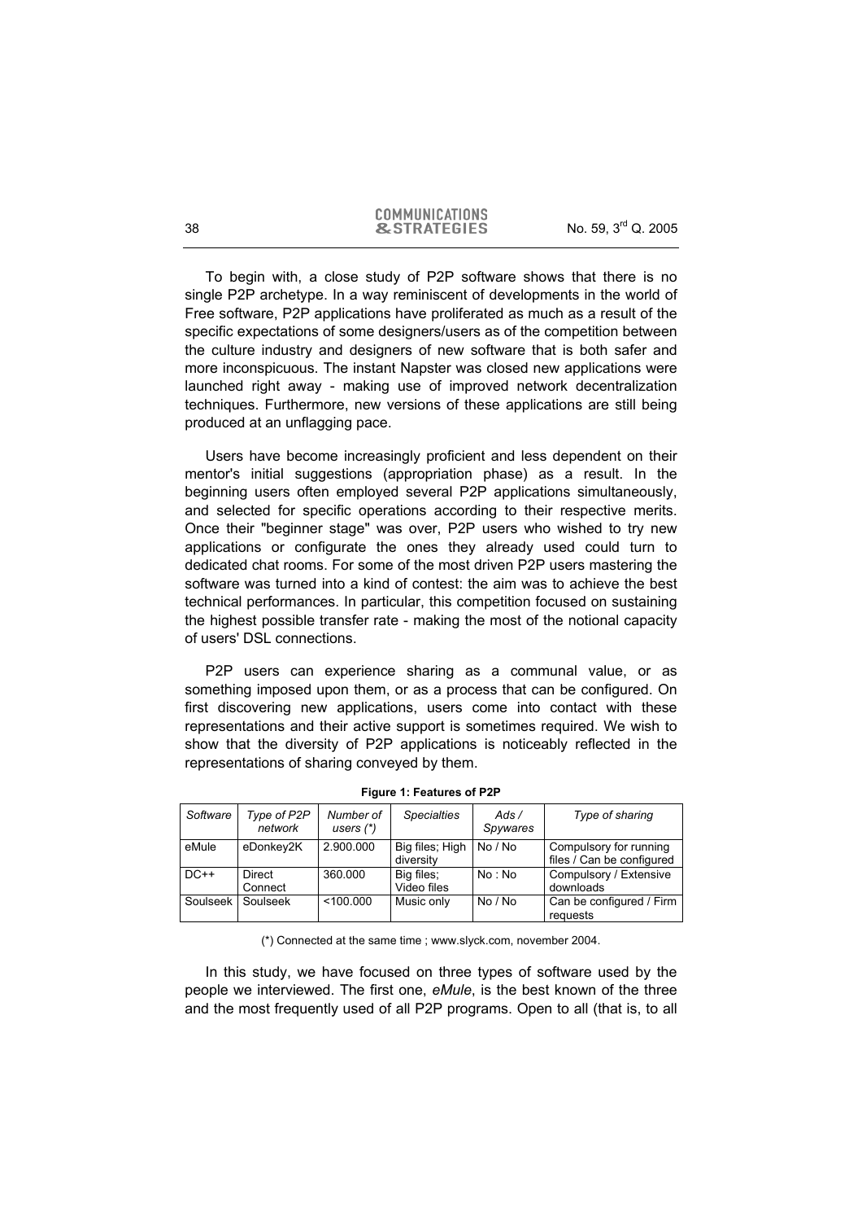To begin with, a close study of P2P software shows that there is no single P2P archetype. In a way reminiscent of developments in the world of Free software, P2P applications have proliferated as much as a result of the specific expectations of some designers/users as of the competition between the culture industry and designers of new software that is both safer and more inconspicuous. The instant Napster was closed new applications were launched right away - making use of improved network decentralization techniques. Furthermore, new versions of these applications are still being produced at an unflagging pace.

Users have become increasingly proficient and less dependent on their mentor's initial suggestions (appropriation phase) as a result. In the beginning users often employed several P2P applications simultaneously, and selected for specific operations according to their respective merits. Once their "beginner stage" was over, P2P users who wished to try new applications or configurate the ones they already used could turn to dedicated chat rooms. For some of the most driven P2P users mastering the software was turned into a kind of contest: the aim was to achieve the best technical performances. In particular, this competition focused on sustaining the highest possible transfer rate - making the most of the notional capacity of users' DSL connections.

P2P users can experience sharing as a communal value, or as something imposed upon them, or as a process that can be configured. On first discovering new applications, users come into contact with these representations and their active support is sometimes required. We wish to show that the diversity of P2P applications is noticeably reflected in the representations of sharing conveyed by them.

**Figure 1: Features of P2P**

| *Software* | *Type of P2P network* | *Number of users (\*)* | *Specialties* | *Ads / Spywares* | *Type of sharing* |
|---|---|---|---|---|---|
| eMule | eDonkey2K | 2.900.000 | Big files; High diversity | No / No | Compulsory for running files / Can be configured |
| DC++ | Direct Connect | 360.000 | Big files; Video files | No : No | Compulsory / Extensive downloads |
| Soulseek | Soulseek | <100.000 | Music only | No / No | Can be configured / Firm requests |

(\*) Connected at the same time ; www.slyck.com, november 2004.

In this study, we have focused on three types of software used by the people we interviewed. The first one, *eMule*, is the best known of the three and the most frequently used of all P2P programs. Open to all (that is, to all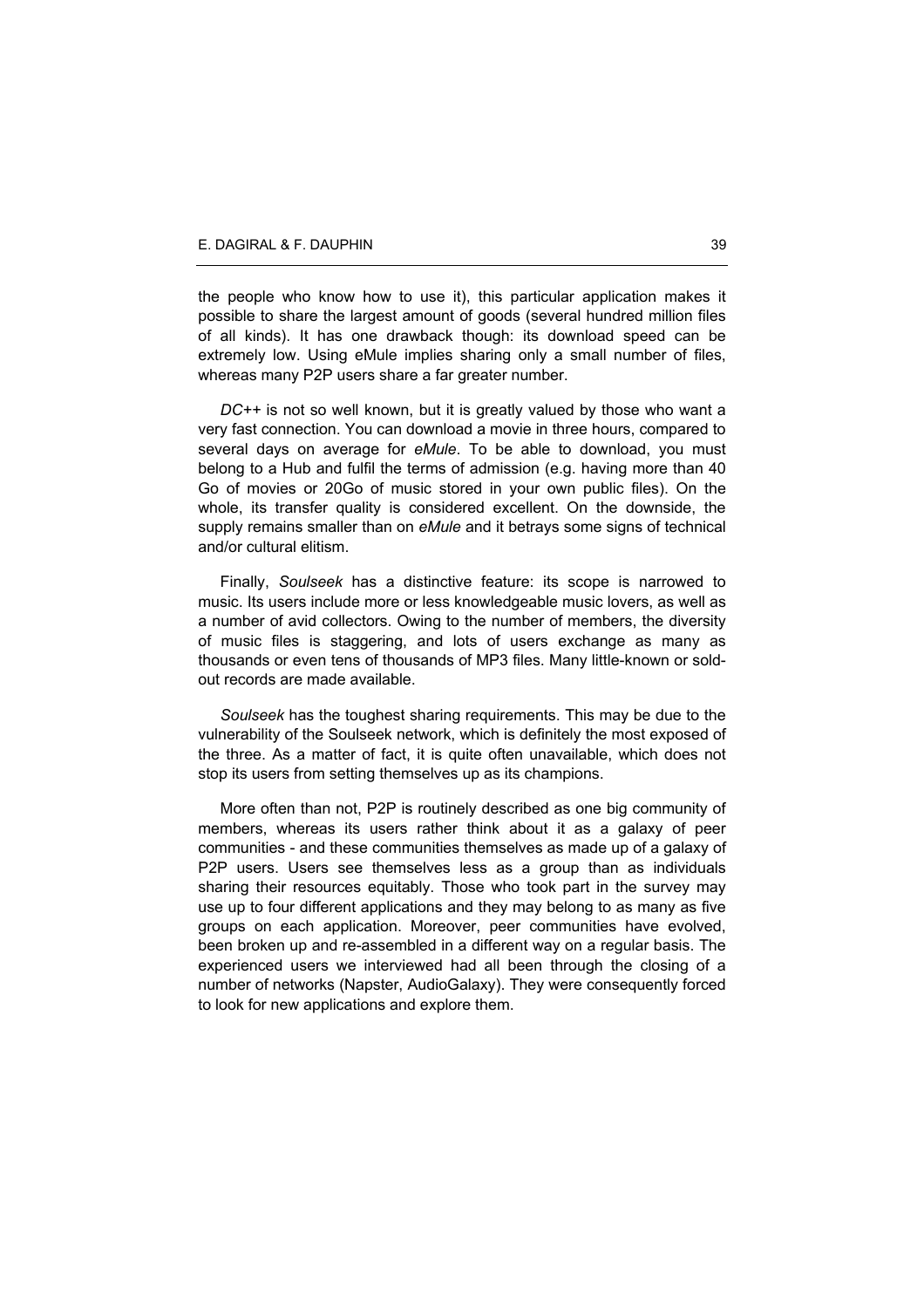the people who know how to use it), this particular application makes it possible to share the largest amount of goods (several hundred million files of all kinds). It has one drawback though: its download speed can be extremely low. Using eMule implies sharing only a small number of files, whereas many P2P users share a far greater number.

*DC++* is not so well known, but it is greatly valued by those who want a very fast connection. You can download a movie in three hours, compared to several days on average for *eMule*. To be able to download, you must belong to a Hub and fulfil the terms of admission (e.g. having more than 40 Go of movies or 20Go of music stored in your own public files). On the whole, its transfer quality is considered excellent. On the downside, the supply remains smaller than on *eMule* and it betrays some signs of technical and/or cultural elitism.

Finally, *Soulseek* has a distinctive feature: its scope is narrowed to music. Its users include more or less knowledgeable music lovers, as well as a number of avid collectors. Owing to the number of members, the diversity of music files is staggering, and lots of users exchange as many as thousands or even tens of thousands of MP3 files. Many little-known or sold-out records are made available.

*Soulseek* has the toughest sharing requirements. This may be due to the vulnerability of the Soulseek network, which is definitely the most exposed of the three. As a matter of fact, it is quite often unavailable, which does not stop its users from setting themselves up as its champions.

More often than not, P2P is routinely described as one big community of members, whereas its users rather think about it as a galaxy of peer communities - and these communities themselves as made up of a galaxy of P2P users. Users see themselves less as a group than as individuals sharing their resources equitably. Those who took part in the survey may use up to four different applications and they may belong to as many as five groups on each application. Moreover, peer communities have evolved, been broken up and re-assembled in a different way on a regular basis. The experienced users we interviewed had all been through the closing of a number of networks (Napster, AudioGalaxy). They were consequently forced to look for new applications and explore them.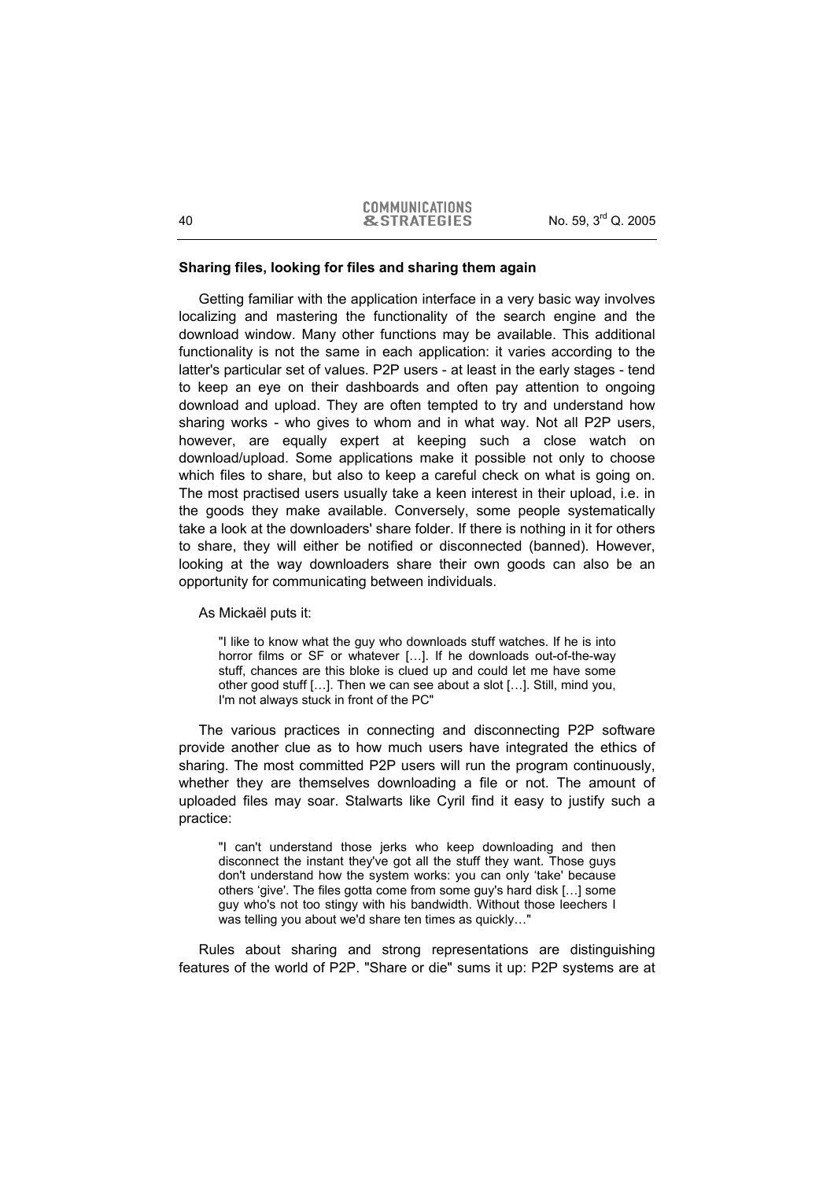**Sharing files, looking for files and sharing them again**

Getting familiar with the application interface in a very basic way involves localizing and mastering the functionality of the search engine and the download window. Many other functions may be available. This additional functionality is not the same in each application: it varies according to the latter's particular set of values. P2P users - at least in the early stages - tend to keep an eye on their dashboards and often pay attention to ongoing download and upload. They are often tempted to try and understand how sharing works - who gives to whom and in what way. Not all P2P users, however, are equally expert at keeping such a close watch on download/upload. Some applications make it possible not only to choose which files to share, but also to keep a careful check on what is going on. The most practised users usually take a keen interest in their upload, i.e. in the goods they make available. Conversely, some people systematically take a look at the downloaders' share folder. If there is nothing in it for others to share, they will either be notified or disconnected (banned). However, looking at the way downloaders share their own goods can also be an opportunity for communicating between individuals.

As Mickaël puts it:

> "I like to know what the guy who downloads stuff watches. If he is into horror films or SF or whatever […]. If he downloads out-of-the-way stuff, chances are this bloke is clued up and could let me have some other good stuff […]. Then we can see about a slot […]. Still, mind you, I'm not always stuck in front of the PC"

The various practices in connecting and disconnecting P2P software provide another clue as to how much users have integrated the ethics of sharing. The most committed P2P users will run the program continuously, whether they are themselves downloading a file or not. The amount of uploaded files may soar. Stalwarts like Cyril find it easy to justify such a practice:

> "I can't understand those jerks who keep downloading and then disconnect the instant they've got all the stuff they want. Those guys don't understand how the system works: you can only 'take' because others 'give'. The files gotta come from some guy's hard disk […] some guy who's not too stingy with his bandwidth. Without those leechers I was telling you about we'd share ten times as quickly…"

Rules about sharing and strong representations are distinguishing features of the world of P2P. "Share or die" sums it up: P2P systems are at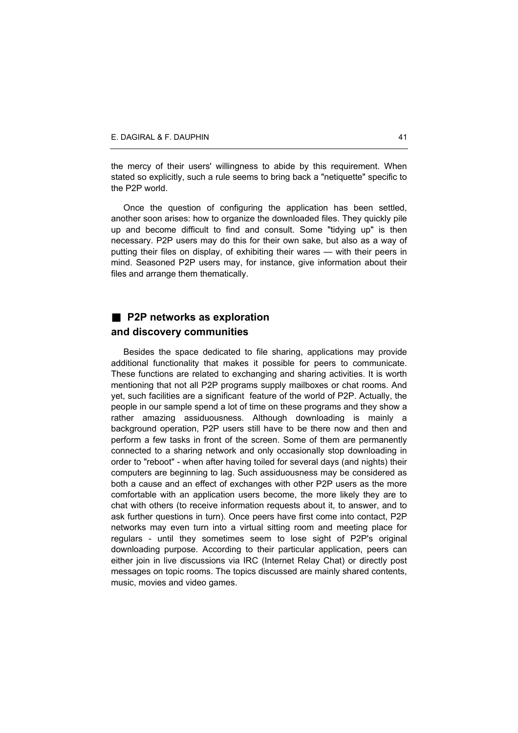the mercy of their users' willingness to abide by this requirement. When stated so explicitly, such a rule seems to bring back a "netiquette" specific to the P2P world.

Once the question of configuring the application has been settled, another soon arises: how to organize the downloaded files. They quickly pile up and become difficult to find and consult. Some "tidying up" is then necessary. P2P users may do this for their own sake, but also as a way of putting their files on display, of exhibiting their wares — with their peers in mind. Seasoned P2P users may, for instance, give information about their files and arrange them thematically.

## P2P networks as exploration and discovery communities

Besides the space dedicated to file sharing, applications may provide additional functionality that makes it possible for peers to communicate. These functions are related to exchanging and sharing activities. It is worth mentioning that not all P2P programs supply mailboxes or chat rooms. And yet, such facilities are a significant feature of the world of P2P. Actually, the people in our sample spend a lot of time on these programs and they show a rather amazing assiduousness. Although downloading is mainly a background operation, P2P users still have to be there now and then and perform a few tasks in front of the screen. Some of them are permanently connected to a sharing network and only occasionally stop downloading in order to "reboot" - when after having toiled for several days (and nights) their computers are beginning to lag. Such assiduousness may be considered as both a cause and an effect of exchanges with other P2P users as the more comfortable with an application users become, the more likely they are to chat with others (to receive information requests about it, to answer, and to ask further questions in turn). Once peers have first come into contact, P2P networks may even turn into a virtual sitting room and meeting place for regulars - until they sometimes seem to lose sight of P2P's original downloading purpose. According to their particular application, peers can either join in live discussions via IRC (Internet Relay Chat) or directly post messages on topic rooms. The topics discussed are mainly shared contents, music, movies and video games.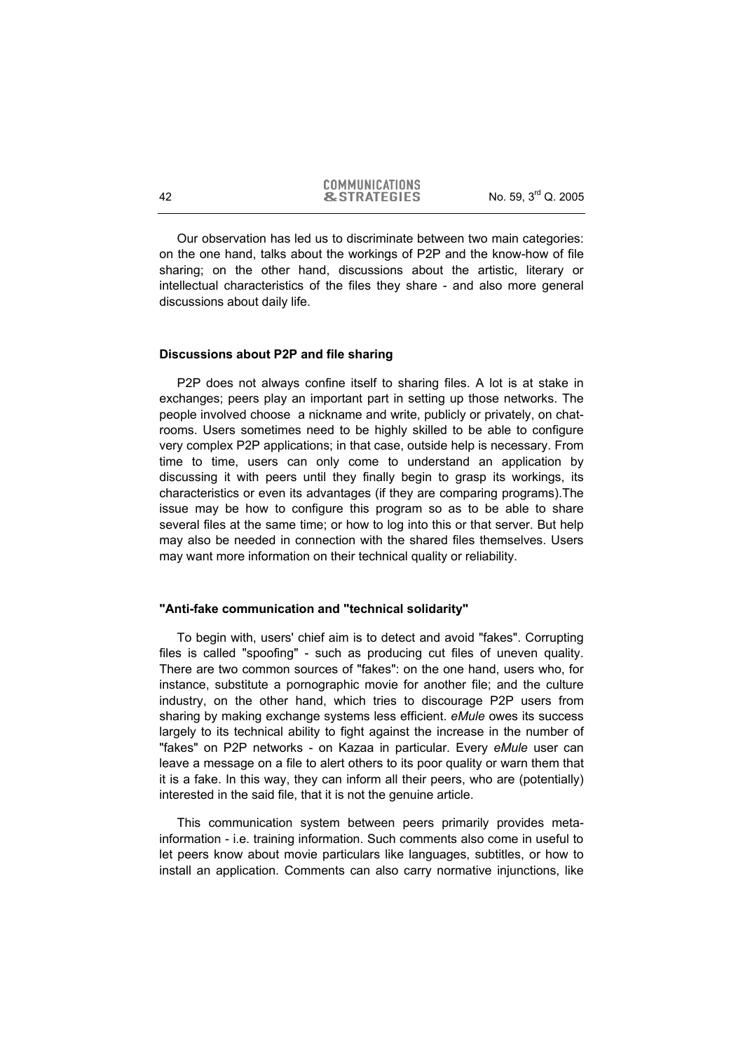Our observation has led us to discriminate between two main categories: on the one hand, talks about the workings of P2P and the know-how of file sharing; on the other hand, discussions about the artistic, literary or intellectual characteristics of the files they share - and also more general discussions about daily life.

### Discussions about P2P and file sharing

P2P does not always confine itself to sharing files. A lot is at stake in exchanges; peers play an important part in setting up those networks. The people involved choose a nickname and write, publicly or privately, on chat-rooms. Users sometimes need to be highly skilled to be able to configure very complex P2P applications; in that case, outside help is necessary. From time to time, users can only come to understand an application by discussing it with peers until they finally begin to grasp its workings, its characteristics or even its advantages (if they are comparing programs).The issue may be how to configure this program so as to be able to share several files at the same time; or how to log into this or that server. But help may also be needed in connection with the shared files themselves. Users may want more information on their technical quality or reliability.

### "Anti-fake communication and "technical solidarity"

To begin with, users' chief aim is to detect and avoid "fakes". Corrupting files is called "spoofing" - such as producing cut files of uneven quality. There are two common sources of "fakes": on the one hand, users who, for instance, substitute a pornographic movie for another file; and the culture industry, on the other hand, which tries to discourage P2P users from sharing by making exchange systems less efficient. *eMule* owes its success largely to its technical ability to fight against the increase in the number of "fakes" on P2P networks - on Kazaa in particular. Every *eMule* user can leave a message on a file to alert others to its poor quality or warn them that it is a fake. In this way, they can inform all their peers, who are (potentially) interested in the said file, that it is not the genuine article.

This communication system between peers primarily provides meta-information - i.e. training information. Such comments also come in useful to let peers know about movie particulars like languages, subtitles, or how to install an application. Comments can also carry normative injunctions, like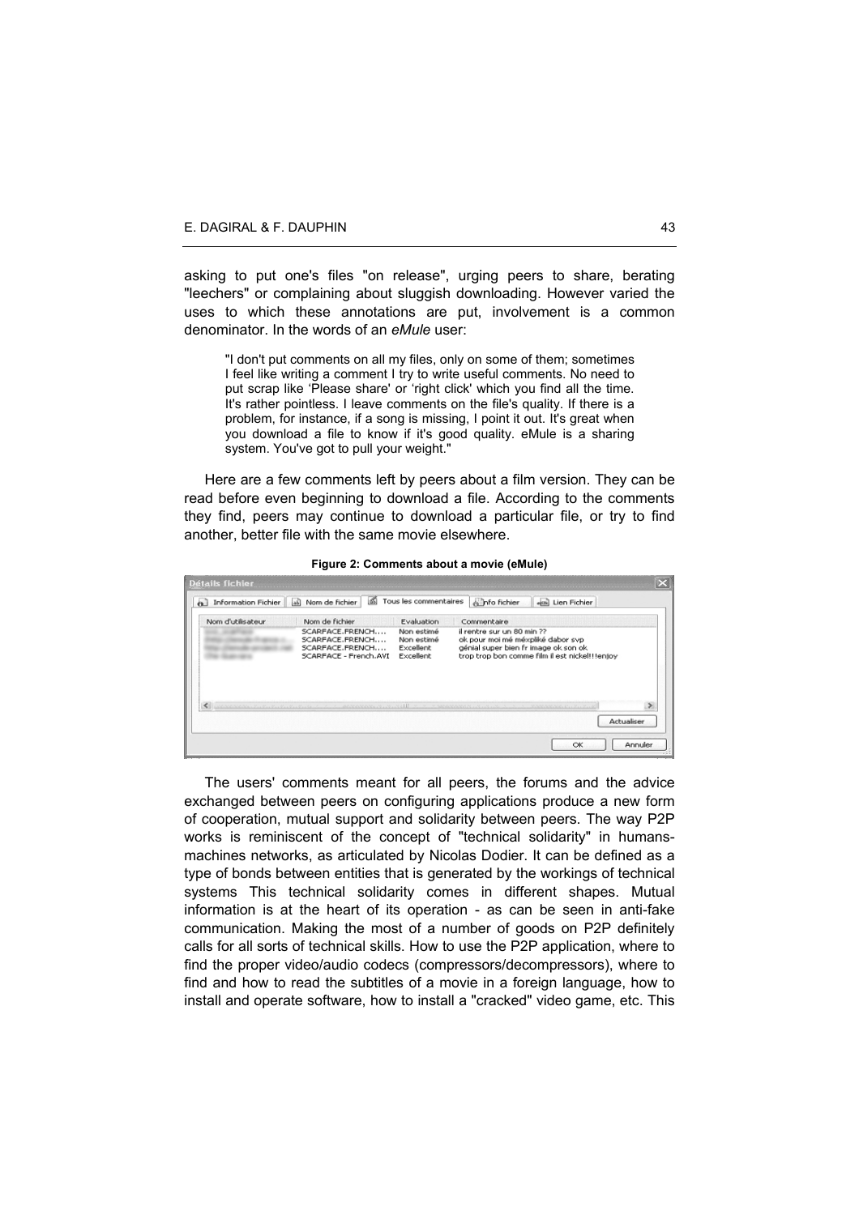asking to put one's files "on release", urging peers to share, berating "leechers" or complaining about sluggish downloading. However varied the uses to which these annotations are put, involvement is a common denominator. In the words of an *eMule* user:

> "I don't put comments on all my files, only on some of them; sometimes I feel like writing a comment I try to write useful comments. No need to put scrap like 'Please share' or 'right click' which you find all the time. It's rather pointless. I leave comments on the file's quality. If there is a problem, for instance, if a song is missing, I point it out. It's great when you download a file to know if it's good quality. eMule is a sharing system. You've got to pull your weight."

Here are a few comments left by peers about a film version. They can be read before even beginning to download a file. According to the comments they find, peers may continue to download a particular file, or try to find another, better file with the same movie elsewhere.

**Figure 2: Comments about a movie (eMule)**

| Nom d'utilisateur | Nom de fichier | Evaluation | Commentaire |
|---|---|---|---|
| | SCARFACE.FRENCH.... | Non estimé | il rentre sur un 80 min ?? |
| | SCARFACE.FRENCH.... | Non estimé | ok pour moi mé méxpliké dabor svp |
| | SCARFACE.FRENCH.... | Excellent | génial super bien fr image ok son ok |
| | SCARFACE - French.AVI | Excellent | trop trop bon comme film il est nickel!!!enjoy |

The users' comments meant for all peers, the forums and the advice exchanged between peers on configuring applications produce a new form of cooperation, mutual support and solidarity between peers. The way P2P works is reminiscent of the concept of "technical solidarity" in humans-machines networks, as articulated by Nicolas Dodier. It can be defined as a type of bonds between entities that is generated by the workings of technical systems This technical solidarity comes in different shapes. Mutual information is at the heart of its operation - as can be seen in anti-fake communication. Making the most of a number of goods on P2P definitely calls for all sorts of technical skills. How to use the P2P application, where to find the proper video/audio codecs (compressors/decompressors), where to find and how to read the subtitles of a movie in a foreign language, how to install and operate software, how to install a "cracked" video game, etc. This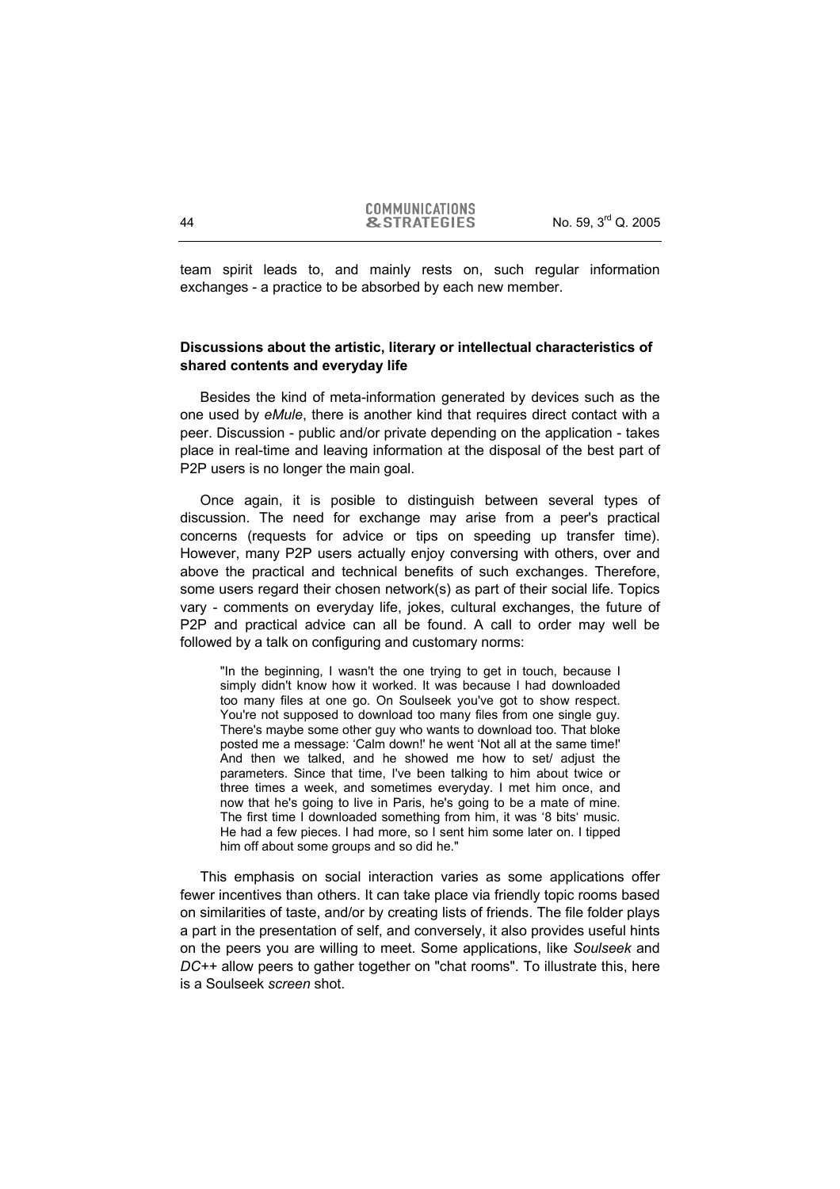team spirit leads to, and mainly rests on, such regular information exchanges - a practice to be absorbed by each new member.

### Discussions about the artistic, literary or intellectual characteristics of shared contents and everyday life

Besides the kind of meta-information generated by devices such as the one used by *eMule*, there is another kind that requires direct contact with a peer. Discussion - public and/or private depending on the application - takes place in real-time and leaving information at the disposal of the best part of P2P users is no longer the main goal.

Once again, it is posible to distinguish between several types of discussion. The need for exchange may arise from a peer's practical concerns (requests for advice or tips on speeding up transfer time). However, many P2P users actually enjoy conversing with others, over and above the practical and technical benefits of such exchanges. Therefore, some users regard their chosen network(s) as part of their social life. Topics vary - comments on everyday life, jokes, cultural exchanges, the future of P2P and practical advice can all be found. A call to order may well be followed by a talk on configuring and customary norms:

> "In the beginning, I wasn't the one trying to get in touch, because I simply didn't know how it worked. It was because I had downloaded too many files at one go. On Soulseek you've got to show respect. You're not supposed to download too many files from one single guy. There's maybe some other guy who wants to download too. That bloke posted me a message: 'Calm down!' he went 'Not all at the same time!' And then we talked, and he showed me how to set/ adjust the parameters. Since that time, I've been talking to him about twice or three times a week, and sometimes everyday. I met him once, and now that he's going to live in Paris, he's going to be a mate of mine. The first time I downloaded something from him, it was '8 bits' music. He had a few pieces. I had more, so I sent him some later on. I tipped him off about some groups and so did he."

This emphasis on social interaction varies as some applications offer fewer incentives than others. It can take place via friendly topic rooms based on similarities of taste, and/or by creating lists of friends. The file folder plays a part in the presentation of self, and conversely, it also provides useful hints on the peers you are willing to meet. Some applications, like *Soulseek* and *DC++* allow peers to gather together on "chat rooms". To illustrate this, here is a Soulseek *screen* shot.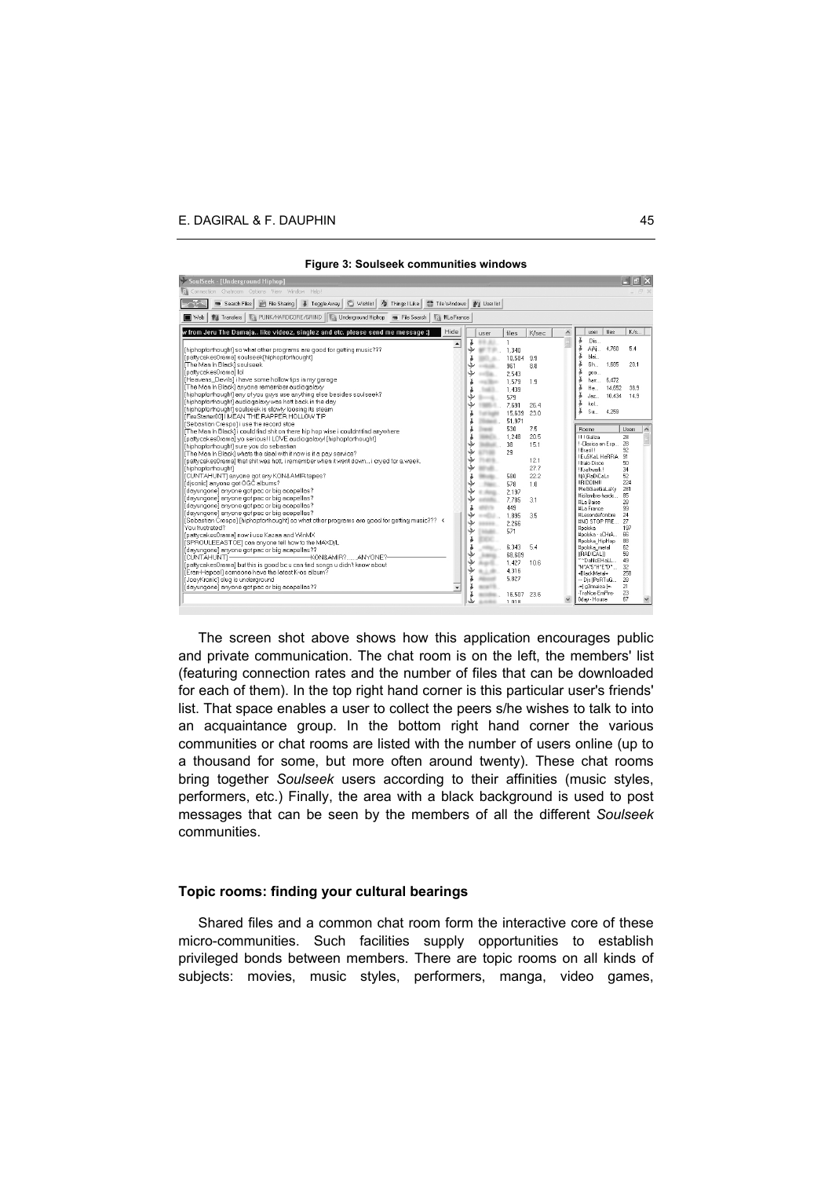**Figure 3: Soulseek communities windows**

The screen shot above shows how this application encourages public and private communication. The chat room is on the left, the members' list (featuring connection rates and the number of files that can be downloaded for each of them). In the top right hand corner is this particular user's friends' list. That space enables a user to collect the peers s/he wishes to talk to into an acquaintance group. In the bottom right hand corner the various communities or chat rooms are listed with the number of users online (up to a thousand for some, but more often around twenty). These chat rooms bring together *Soulseek* users according to their affinities (music styles, performers, etc.) Finally, the area with a black background is used to post messages that can be seen by the members of all the different *Soulseek* communities.

## Topic rooms: finding your cultural bearings

Shared files and a common chat room form the interactive core of these micro-communities. Such facilities supply opportunities to establish privileged bonds between members. There are topic rooms on all kinds of subjects: movies, music styles, performers, manga, video games,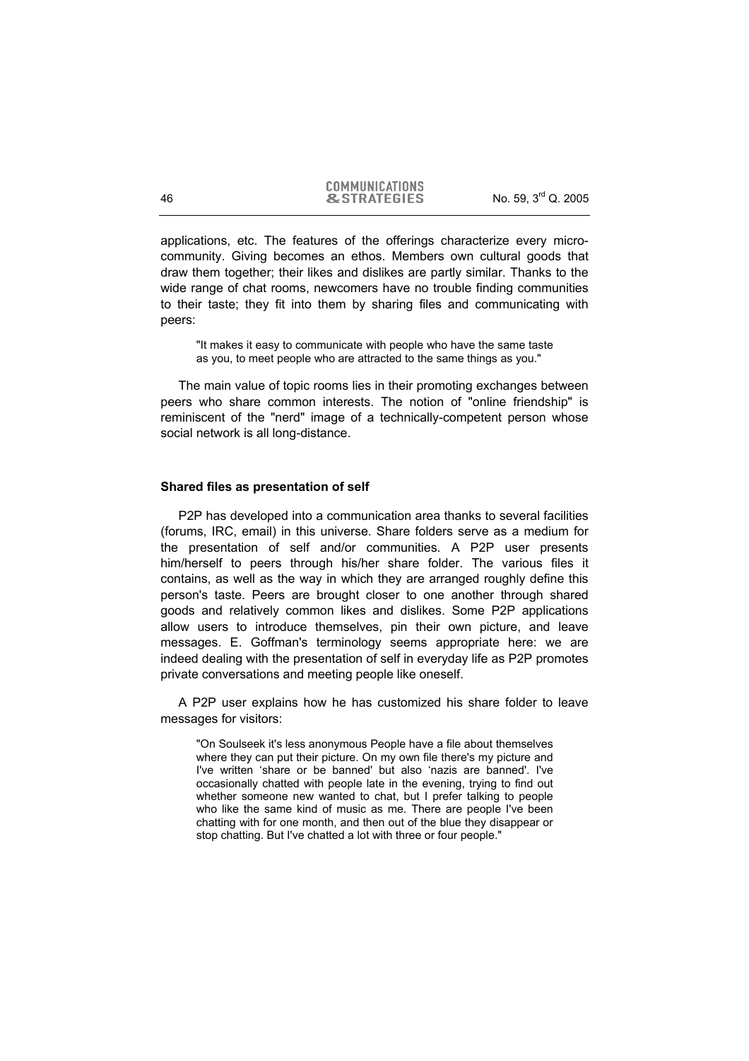applications, etc. The features of the offerings characterize every micro-community. Giving becomes an ethos. Members own cultural goods that draw them together; their likes and dislikes are partly similar. Thanks to the wide range of chat rooms, newcomers have no trouble finding communities to their taste; they fit into them by sharing files and communicating with peers:

> "It makes it easy to communicate with people who have the same taste as you, to meet people who are attracted to the same things as you."

The main value of topic rooms lies in their promoting exchanges between peers who share common interests. The notion of "online friendship" is reminiscent of the "nerd" image of a technically-competent person whose social network is all long-distance.

### Shared files as presentation of self

P2P has developed into a communication area thanks to several facilities (forums, IRC, email) in this universe. Share folders serve as a medium for the presentation of self and/or communities. A P2P user presents him/herself to peers through his/her share folder. The various files it contains, as well as the way in which they are arranged roughly define this person's taste. Peers are brought closer to one another through shared goods and relatively common likes and dislikes. Some P2P applications allow users to introduce themselves, pin their own picture, and leave messages. E. Goffman's terminology seems appropriate here: we are indeed dealing with the presentation of self in everyday life as P2P promotes private conversations and meeting people like oneself.

A P2P user explains how he has customized his share folder to leave messages for visitors:

> "On Soulseek it's less anonymous People have a file about themselves where they can put their picture. On my own file there's my picture and I've written 'share or be banned' but also 'nazis are banned'. I've occasionally chatted with people late in the evening, trying to find out whether someone new wanted to chat, but I prefer talking to people who like the same kind of music as me. There are people I've been chatting with for one month, and then out of the blue they disappear or stop chatting. But I've chatted a lot with three or four people."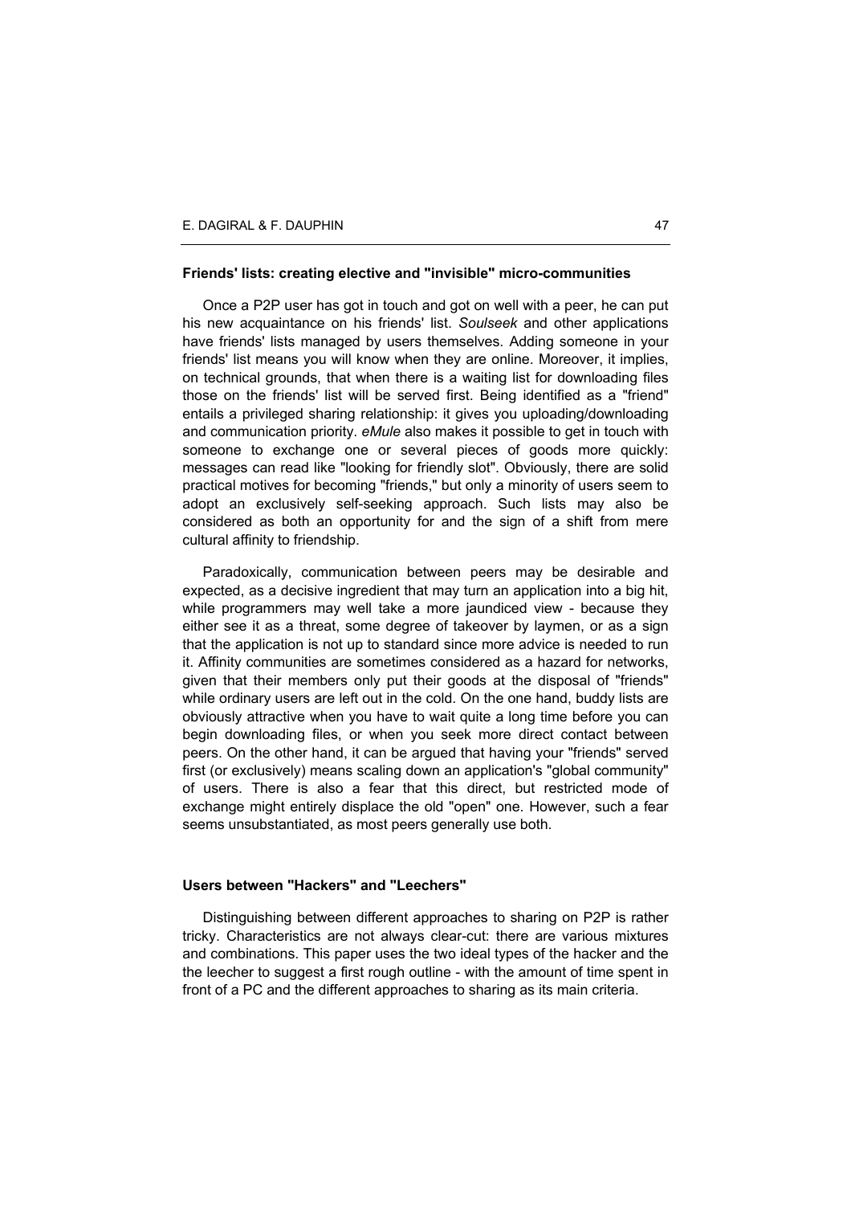### Friends' lists: creating elective and "invisible" micro-communities

Once a P2P user has got in touch and got on well with a peer, he can put his new acquaintance on his friends' list. *Soulseek* and other applications have friends' lists managed by users themselves. Adding someone in your friends' list means you will know when they are online. Moreover, it implies, on technical grounds, that when there is a waiting list for downloading files those on the friends' list will be served first. Being identified as a "friend" entails a privileged sharing relationship: it gives you uploading/downloading and communication priority. *eMule* also makes it possible to get in touch with someone to exchange one or several pieces of goods more quickly: messages can read like "looking for friendly slot". Obviously, there are solid practical motives for becoming "friends," but only a minority of users seem to adopt an exclusively self-seeking approach. Such lists may also be considered as both an opportunity for and the sign of a shift from mere cultural affinity to friendship.

Paradoxically, communication between peers may be desirable and expected, as a decisive ingredient that may turn an application into a big hit, while programmers may well take a more jaundiced view - because they either see it as a threat, some degree of takeover by laymen, or as a sign that the application is not up to standard since more advice is needed to run it. Affinity communities are sometimes considered as a hazard for networks, given that their members only put their goods at the disposal of "friends" while ordinary users are left out in the cold. On the one hand, buddy lists are obviously attractive when you have to wait quite a long time before you can begin downloading files, or when you seek more direct contact between peers. On the other hand, it can be argued that having your "friends" served first (or exclusively) means scaling down an application's "global community" of users. There is also a fear that this direct, but restricted mode of exchange might entirely displace the old "open" one. However, such a fear seems unsubstantiated, as most peers generally use both.

### Users between "Hackers" and "Leechers"

Distinguishing between different approaches to sharing on P2P is rather tricky. Characteristics are not always clear-cut: there are various mixtures and combinations. This paper uses the two ideal types of the hacker and the the leecher to suggest a first rough outline - with the amount of time spent in front of a PC and the different approaches to sharing as its main criteria.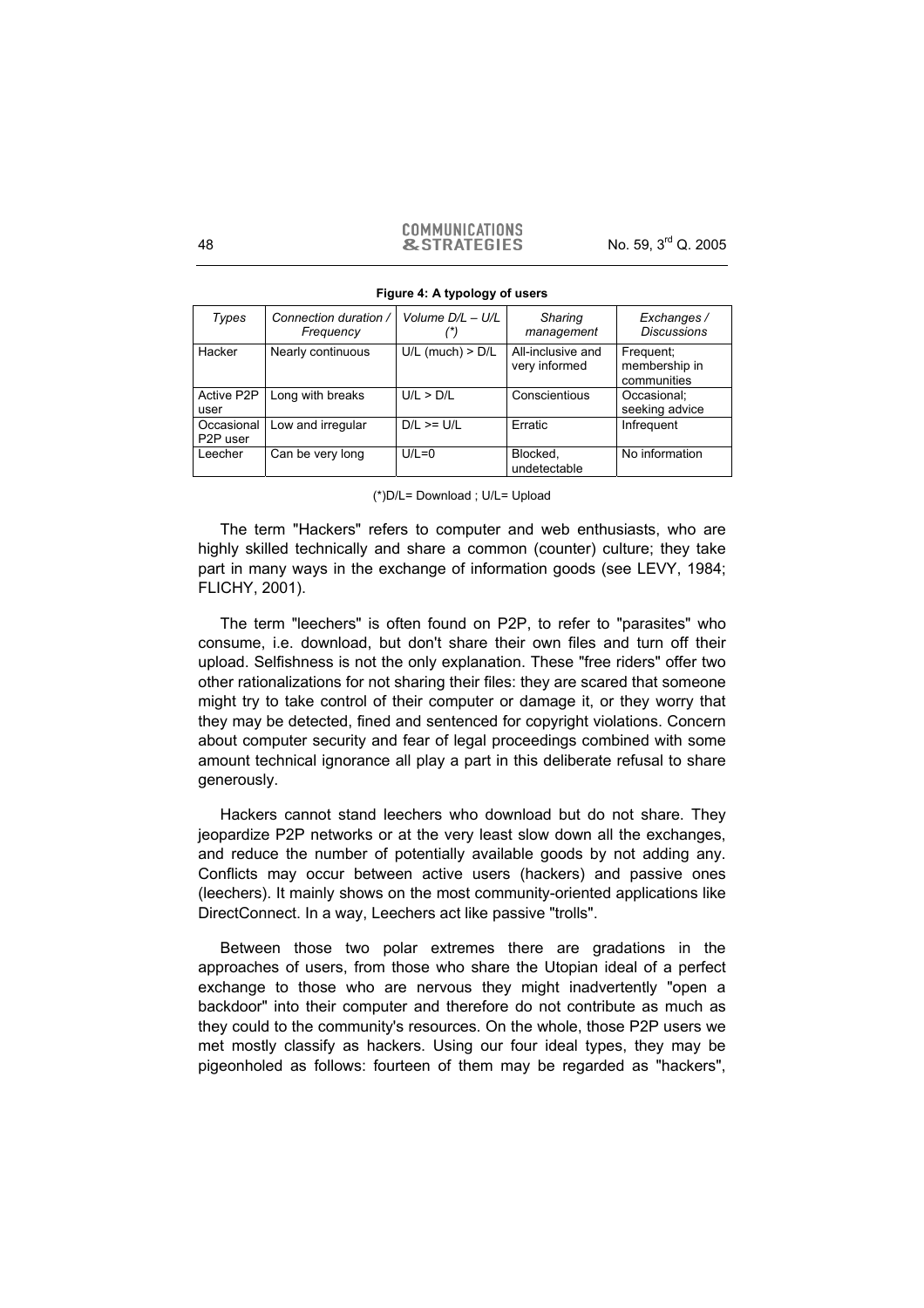**Figure 4: A typology of users**

| *Types* | *Connection duration / Frequency* | *Volume D/L – U/L (\*)* | *Sharing management* | *Exchanges / Discussions* |
|---|---|---|---|---|
| Hacker | Nearly continuous | U/L (much) > D/L | All-inclusive and very informed | Frequent; membership in communities |
| Active P2P user | Long with breaks | U/L > D/L | Conscientious | Occasional; seeking advice |
| Occasional P2P user | Low and irregular | D/L >= U/L | Erratic | Infrequent |
| Leecher | Can be very long | U/L=0 | Blocked, undetectable | No information |

(*)D/L= Download ; U/L= Upload

The term "Hackers" refers to computer and web enthusiasts, who are highly skilled technically and share a common (counter) culture; they take part in many ways in the exchange of information goods (see LEVY, 1984; FLICHY, 2001).

The term "leechers" is often found on P2P, to refer to "parasites" who consume, i.e. download, but don't share their own files and turn off their upload. Selfishness is not the only explanation. These "free riders" offer two other rationalizations for not sharing their files: they are scared that someone might try to take control of their computer or damage it, or they worry that they may be detected, fined and sentenced for copyright violations. Concern about computer security and fear of legal proceedings combined with some amount technical ignorance all play a part in this deliberate refusal to share generously.

Hackers cannot stand leechers who download but do not share. They jeopardize P2P networks or at the very least slow down all the exchanges, and reduce the number of potentially available goods by not adding any. Conflicts may occur between active users (hackers) and passive ones (leechers). It mainly shows on the most community-oriented applications like DirectConnect. In a way, Leechers act like passive "trolls".

Between those two polar extremes there are gradations in the approaches of users, from those who share the Utopian ideal of a perfect exchange to those who are nervous they might inadvertently "open a backdoor" into their computer and therefore do not contribute as much as they could to the community's resources. On the whole, those P2P users we met mostly classify as hackers. Using our four ideal types, they may be pigeonholed as follows: fourteen of them may be regarded as "hackers",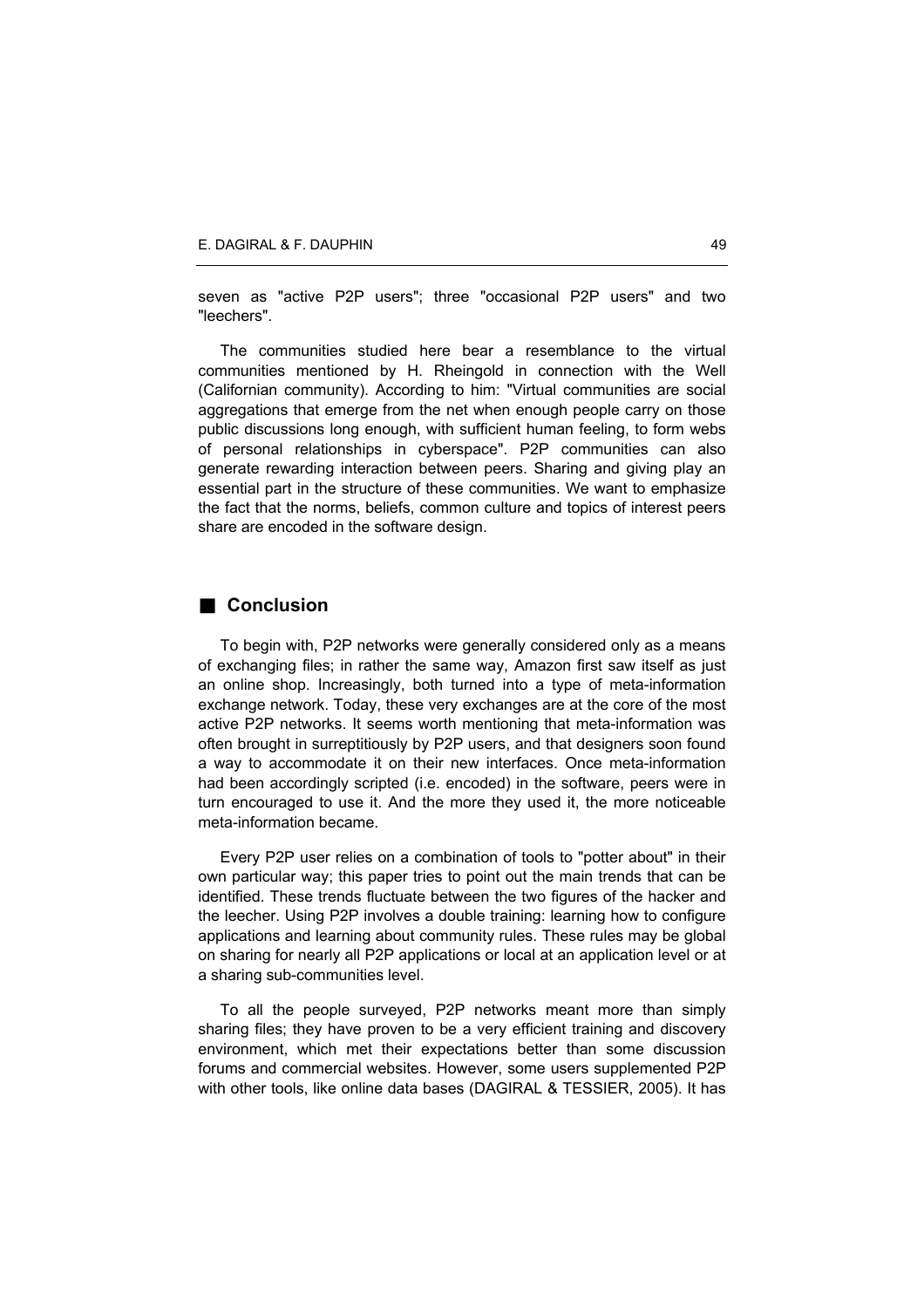seven as "active P2P users"; three "occasional P2P users" and two "leechers".

The communities studied here bear a resemblance to the virtual communities mentioned by H. Rheingold in connection with the Well (Californian community). According to him: "Virtual communities are social aggregations that emerge from the net when enough people carry on those public discussions long enough, with sufficient human feeling, to form webs of personal relationships in cyberspace". P2P communities can also generate rewarding interaction between peers. Sharing and giving play an essential part in the structure of these communities. We want to emphasize the fact that the norms, beliefs, common culture and topics of interest peers share are encoded in the software design.

## Conclusion

To begin with, P2P networks were generally considered only as a means of exchanging files; in rather the same way, Amazon first saw itself as just an online shop. Increasingly, both turned into a type of meta-information exchange network. Today, these very exchanges are at the core of the most active P2P networks. It seems worth mentioning that meta-information was often brought in surreptitiously by P2P users, and that designers soon found a way to accommodate it on their new interfaces. Once meta-information had been accordingly scripted (i.e. encoded) in the software, peers were in turn encouraged to use it. And the more they used it, the more noticeable meta-information became.

Every P2P user relies on a combination of tools to "potter about" in their own particular way; this paper tries to point out the main trends that can be identified. These trends fluctuate between the two figures of the hacker and the leecher. Using P2P involves a double training: learning how to configure applications and learning about community rules. These rules may be global on sharing for nearly all P2P applications or local at an application level or at a sharing sub-communities level.

To all the people surveyed, P2P networks meant more than simply sharing files; they have proven to be a very efficient training and discovery environment, which met their expectations better than some discussion forums and commercial websites. However, some users supplemented P2P with other tools, like online data bases (DAGIRAL & TESSIER, 2005). It has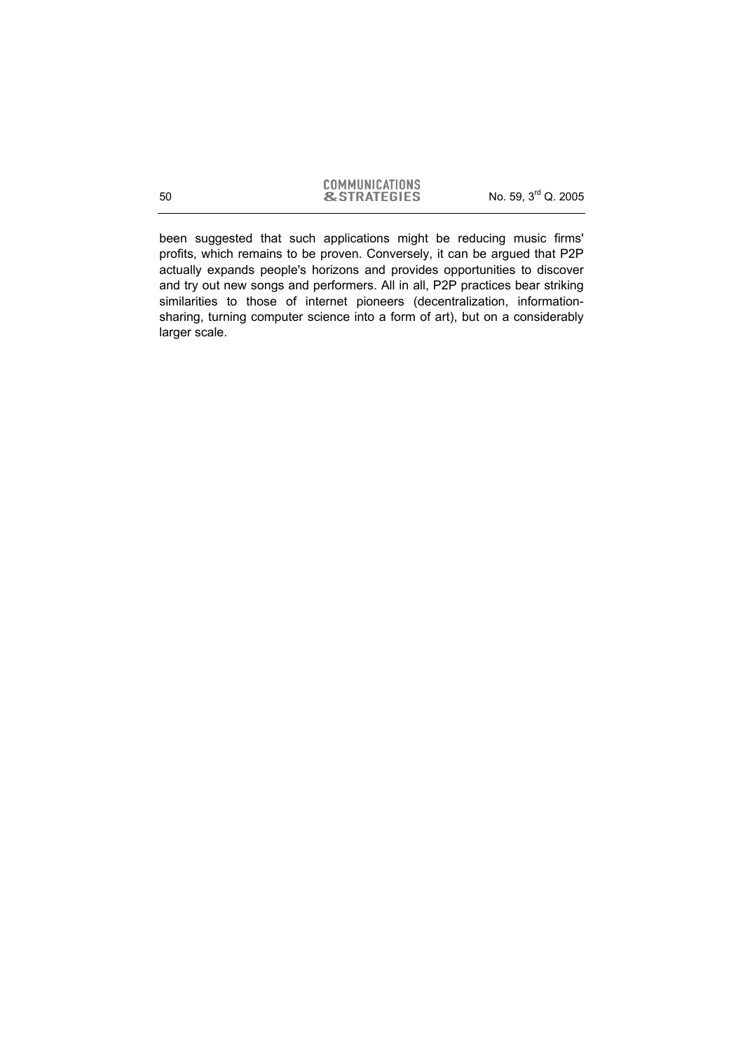been suggested that such applications might be reducing music firms' profits, which remains to be proven. Conversely, it can be argued that P2P actually expands people's horizons and provides opportunities to discover and try out new songs and performers. All in all, P2P practices bear striking similarities to those of internet pioneers (decentralization, information-sharing, turning computer science into a form of art), but on a considerably larger scale.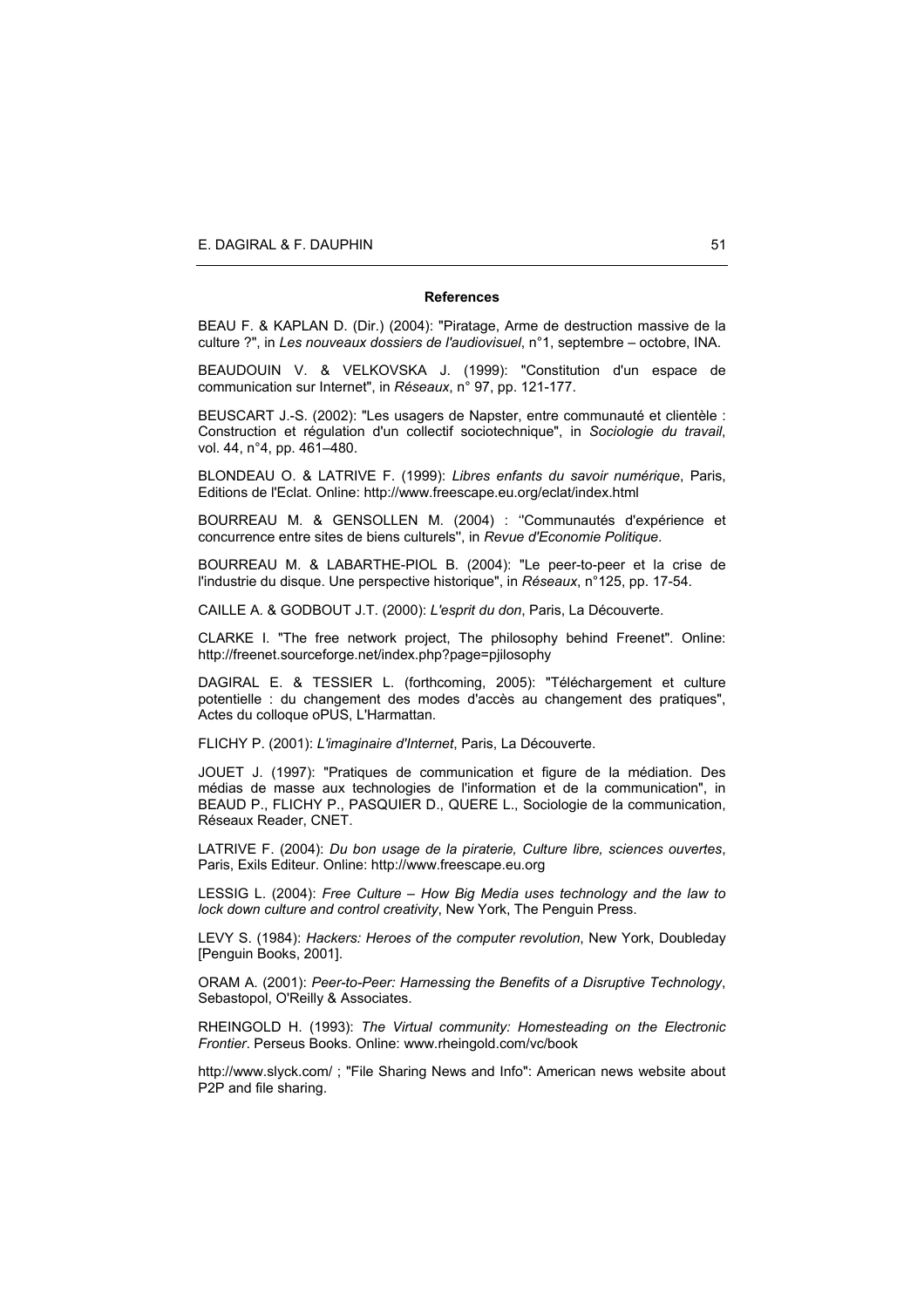## References

BEAU F. & KAPLAN D. (Dir.) (2004): "Piratage, Arme de destruction massive de la culture ?", in *Les nouveaux dossiers de l'audiovisuel*, n°1, septembre – octobre, INA.

BEAUDOUIN V. & VELKOVSKA J. (1999): "Constitution d'un espace de communication sur Internet", in *Réseaux*, n° 97, pp. 121-177.

BEUSCART J.-S. (2002): "Les usagers de Napster, entre communauté et clientèle : Construction et régulation d'un collectif sociotechnique", in *Sociologie du travail*, vol. 44, n°4, pp. 461–480.

BLONDEAU O. & LATRIVE F. (1999): *Libres enfants du savoir numérique*, Paris, Editions de l'Eclat. Online: http://www.freescape.eu.org/eclat/index.html

BOURREAU M. & GENSOLLEN M. (2004) : ''Communautés d'expérience et concurrence entre sites de biens culturels'', in *Revue d'Economie Politique*.

BOURREAU M. & LABARTHE-PIOL B. (2004): "Le peer-to-peer et la crise de l'industrie du disque. Une perspective historique", in *Réseaux*, n°125, pp. 17-54.

CAILLE A. & GODBOUT J.T. (2000): *L'esprit du don*, Paris, La Découverte.

CLARKE I. "The free network project, The philosophy behind Freenet". Online: http://freenet.sourceforge.net/index.php?page=pjilosophy

DAGIRAL E. & TESSIER L. (forthcoming, 2005): "Téléchargement et culture potentielle : du changement des modes d'accès au changement des pratiques", Actes du colloque oPUS, L'Harmattan.

FLICHY P. (2001): *L'imaginaire d'Internet*, Paris, La Découverte.

JOUET J. (1997): "Pratiques de communication et figure de la médiation. Des médias de masse aux technologies de l'information et de la communication", in BEAUD P., FLICHY P., PASQUIER D., QUERE L., Sociologie de la communication, Réseaux Reader, CNET.

LATRIVE F. (2004): *Du bon usage de la piraterie, Culture libre, sciences ouvertes*, Paris, Exils Editeur. Online: http://www.freescape.eu.org

LESSIG L. (2004): *Free Culture – How Big Media uses technology and the law to lock down culture and control creativity*, New York, The Penguin Press.

LEVY S. (1984): *Hackers: Heroes of the computer revolution*, New York, Doubleday [Penguin Books, 2001].

ORAM A. (2001): *Peer-to-Peer: Harnessing the Benefits of a Disruptive Technology*, Sebastopol, O'Reilly & Associates.

RHEINGOLD H. (1993): *The Virtual community: Homesteading on the Electronic Frontier*. Perseus Books. Online: www.rheingold.com/vc/book

http://www.slyck.com/ ; "File Sharing News and Info": American news website about P2P and file sharing.